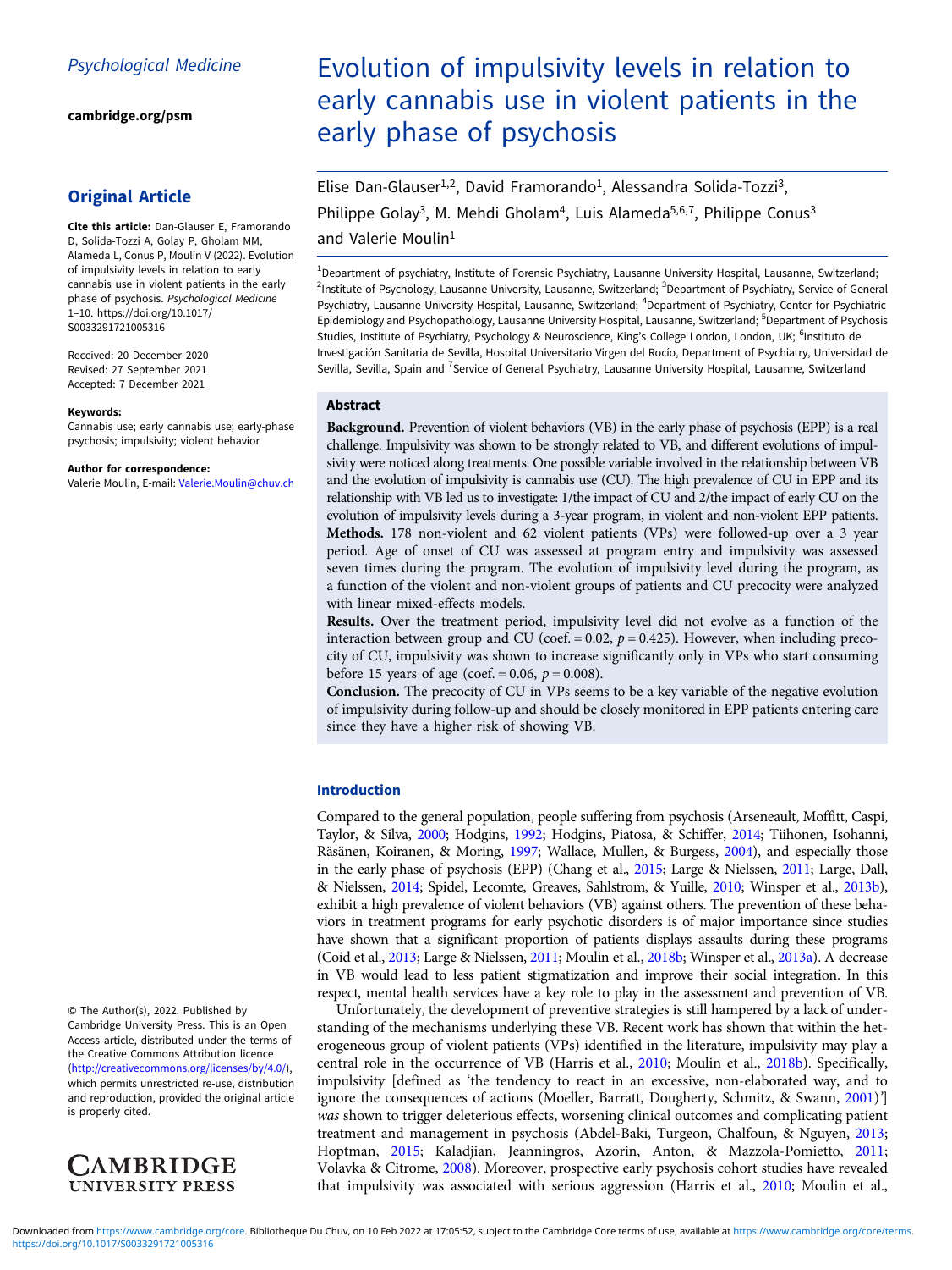Psychological Medicine

cambridge.org/psm

## Original Article

**Cite this article:** Dan-Glauser E, Framorando D, Solida-Tozzi A, Golay P, Gholam MM, Alameda L, Conus P, Moulin V (2022). Evolution of impulsivity levels in relation to early cannabis use in violent patients in the early phase of psychosis. *Psychological Medicine* 1–10. https://doi.org/10.1017/S0033291721005316

Received: 20 December 2020
Revised: 27 September 2021
Accepted: 7 December 2021

**Keywords:**
Cannabis use; early cannabis use; early-phase psychosis; impulsivity; violent behavior

**Author for correspondence:**
Valerie Moulin, E-mail: Valerie.Moulin@chuv.ch

© The Author(s), 2022. Published by Cambridge University Press. This is an Open Access article, distributed under the terms of the Creative Commons Attribution licence (http://creativecommons.org/licenses/by/4.0/), which permits unre-stricted re-use, distribution and reproduction, provided the original article is properly cited.

# Evolution of impulsivity levels in relation to early cannabis use in violent patients in the early phase of psychosis

Elise Dan-Glauser[1,2], David Framorando[1], Alessandra Solida-Tozzi[3], Philippe Golay[3], M. Mehdi Gholam[4], Luis Alameda[5,6,7], Philippe Conus[3] and Valerie Moulin[1]

[1]Department of psychiatry, Institute of Forensic Psychiatry, Lausanne University Hospital, Lausanne, Switzerland; [2]Institute of Psychology, Lausanne University, Lausanne, Switzerland; [3]Department of Psychiatry, Service of General Psychiatry, Lausanne University Hospital, Lausanne, Switzerland; [4]Department of Psychiatry, Center for Psychiatric Epidemiology and Psychopathology, Lausanne University Hospital, Lausanne, Switzerland; [5]Department of Psychosis Studies, Institute of Psychiatry, Psychology & Neuroscience, King's College London, London, UK; [6]Instituto de Investigación Sanitaria de Sevilla, Hospital Universitario Virgen del Rocío, Department of Psychiatry, Universidad de Sevilla, Sevilla, Spain and [7]Service of General Psychiatry, Lausanne University Hospital, Lausanne, Switzerland

## Abstract

**Background.** Prevention of violent behaviors (VB) in the early phase of psychosis (EPP) is a real challenge. Impulsivity was shown to be strongly related to VB, and different evolutions of impulsivity were noticed along treatments. One possible variable involved in the relationship between VB and the evolution of impulsivity is cannabis use (CU). The high prevalence of CU in EPP and its relationship with VB led us to investigate: 1/the impact of CU and 2/the impact of early CU on the evolution of impulsivity levels during a 3-year program, in violent and non-violent EPP patients.
**Methods.** 178 non-violent and 62 violent patients (VPs) were followed-up over a 3 year period. Age of onset of CU was assessed at program entry and impulsivity was assessed seven times during the program. The evolution of impulsivity level during the program, as a function of the violent and non-violent groups of patients and CU precocity were analyzed with linear mixed-effects models.
**Results.** Over the treatment period, impulsivity level did not evolve as a function of the interaction between group and CU (coef. = 0.02, $p = 0.425$). However, when including precocity of CU, impulsivity was shown to increase significantly only in VPs who start consuming before 15 years of age (coef. = 0.06, $p = 0.008$).
**Conclusion.** The precocity of CU in VPs seems to be a key variable of the negative evolution of impulsivity during follow-up and should be closely monitored in EPP patients entering care since they have a higher risk of showing VB.

## Introduction

Compared to the general population, people suffering from psychosis (Arseneault, Moffitt, Caspi, Taylor, & Silva, 2000; Hodgins, 1992; Hodgins, Piatosa, & Schiffer, 2014; Tiihonen, Isohanni, Räsänen, Koiranen, & Moring, 1997; Wallace, Mullen, & Burgess, 2004), and especially those in the early phase of psychosis (EPP) (Chang et al., 2015; Large & Nielssen, 2011; Large, Dall, & Nielssen, 2014; Spidel, Lecomte, Greaves, Sahlstrom, & Yuille, 2010; Winsper et al., 2013b), exhibit a high prevalence of violent behaviors (VB) against others. The prevention of these behaviors in treatment programs for early psychotic disorders is of major importance since studies have shown that a significant proportion of patients displays assaults during these programs (Coid et al., 2013; Large & Nielssen, 2011; Moulin et al., 2018b; Winsper et al., 2013a). A decrease in VB would lead to less patient stigmatization and improve their social integration. In this respect, mental health services have a key role to play in the assessment and prevention of VB.

Unfortunately, the development of preventive strategies is still hampered by a lack of understanding of the mechanisms underlying these VB. Recent work has shown that within the heterogeneous group of violent patients (VPs) identified in the literature, impulsivity may play a central role in the occurrence of VB (Harris et al., 2010; Moulin et al., 2018b). Specifically, impulsivity [defined as 'the tendency to react in an excessive, non-elaborated way, and to ignore the consequences of actions (Moeller, Barratt, Dougherty, Schmitz, & Swann, 2001)'] *was* shown to trigger deleterious effects, worsening clinical outcomes and complicating patient treatment and management in psychosis (Abdel-Baki, Turgeon, Chalfoun, & Nguyen, 2013; Hoptman, 2015; Kaladjian, Jeanningros, Azorin, Anton, & Mazzola-Pomietto, 2011; Volavka & Citrome, 2008). Moreover, prospective early psychosis cohort studies have revealed that impulsivity was associated with serious aggression (Harris et al., 2010; Moulin et al.,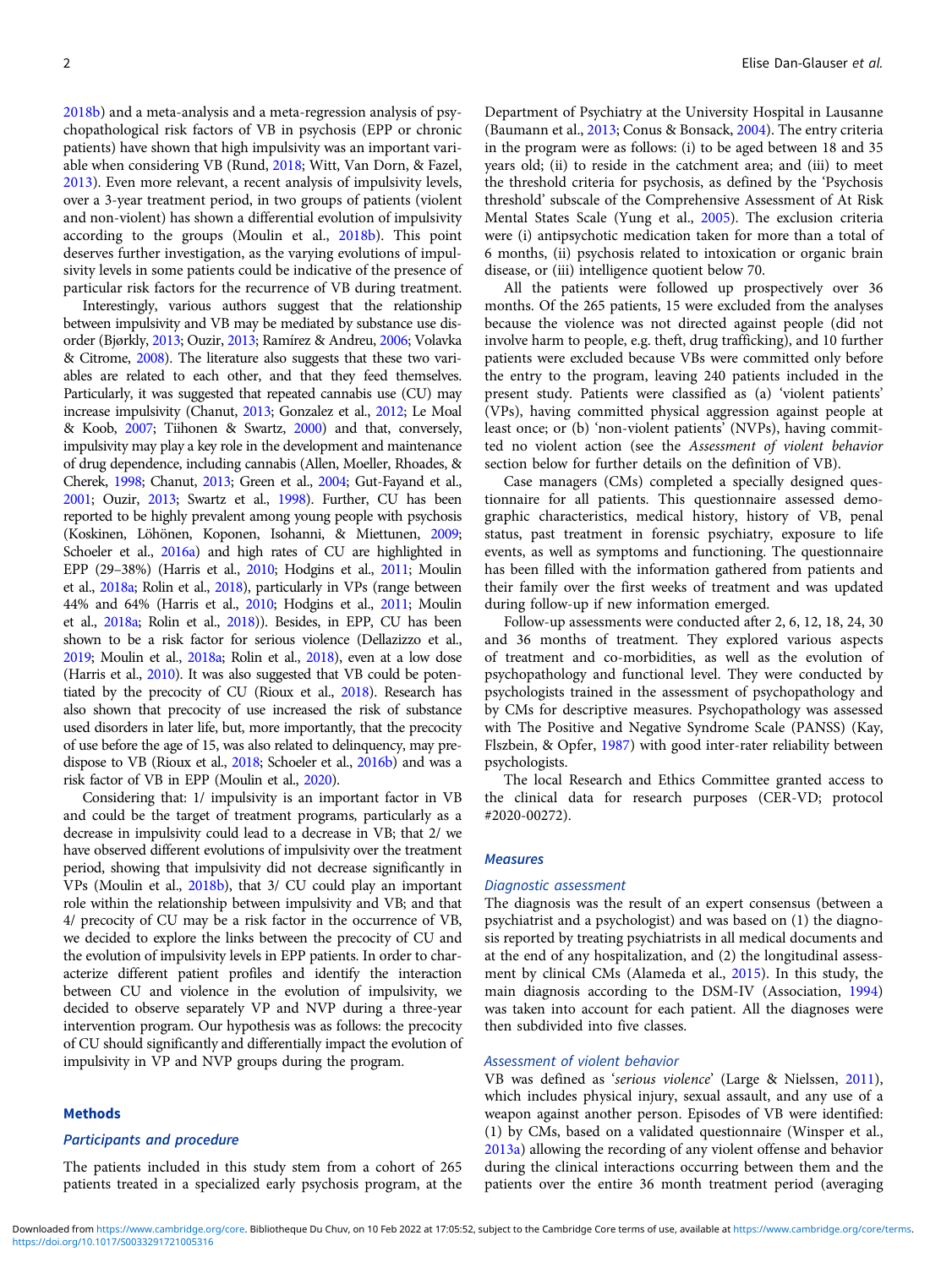2018b) and a meta-analysis and a meta-regression analysis of psychopathological risk factors of VB in psychosis (EPP or chronic patients) have shown that high impulsivity was an important variable when considering VB (Rund, 2018; Witt, Van Dorn, & Fazel, 2013). Even more relevant, a recent analysis of impulsivity levels, over a 3-year treatment period, in two groups of patients (violent and non-violent) has shown a differential evolution of impulsivity according to the groups (Moulin et al., 2018b). This point deserves further investigation, as the varying evolutions of impulsivity levels in some patients could be indicative of the presence of particular risk factors for the recurrence of VB during treatment.

Interestingly, various authors suggest that the relationship between impulsivity and VB may be mediated by substance use disorder (Bjørkly, 2013; Ouzir, 2013; Ramírez & Andreu, 2006; Volavka & Citrome, 2008). The literature also suggests that these two variables are related to each other, and that they feed themselves. Particularly, it was suggested that repeated cannabis use (CU) may increase impulsivity (Chanut, 2013; Gonzalez et al., 2012; Le Moal & Koob, 2007; Tiihonen & Swartz, 2000) and that, conversely, impulsivity may play a key role in the development and maintenance of drug dependence, including cannabis (Allen, Moeller, Rhoades, & Cherek, 1998; Chanut, 2013; Green et al., 2004; Gut-Fayand et al., 2001; Ouzir, 2013; Swartz et al., 1998). Further, CU has been reported to be highly prevalent among young people with psychosis (Koskinen, Löhönen, Koponen, Isohanni, & Miettunen, 2009; Schoeler et al., 2016a) and high rates of CU are highlighted in EPP (29–38%) (Harris et al., 2010; Hodgins et al., 2011; Moulin et al., 2018a; Rolin et al., 2018), particularly in VPs (range between 44% and 64% (Harris et al., 2010; Hodgins et al., 2011; Moulin et al., 2018a; Rolin et al., 2018)). Besides, in EPP, CU has been shown to be a risk factor for serious violence (Dellazizzo et al., 2019; Moulin et al., 2018a; Rolin et al., 2018), even at a low dose (Harris et al., 2010). It was also suggested that VB could be potentiated by the precocity of CU (Rioux et al., 2018). Research has also shown that precocity of use increased the risk of substance used disorders in later life, but, more importantly, that the precocity of use before the age of 15, was also related to delinquency, may predispose to VB (Rioux et al., 2018; Schoeler et al., 2016b) and was a risk factor of VB in EPP (Moulin et al., 2020).

Considering that: 1/ impulsivity is an important factor in VB and could be the target of treatment programs, particularly as a decrease in impulsivity could lead to a decrease in VB; that 2/ we have observed different evolutions of impulsivity over the treatment period, showing that impulsivity did not decrease significantly in VPs (Moulin et al., 2018b), that 3/ CU could play an important role within the relationship between impulsivity and VB; and that 4/ precocity of CU may be a risk factor in the occurrence of VB, we decided to explore the links between the precocity of CU and the evolution of impulsivity levels in EPP patients. In order to characterize different patient profiles and identify the interaction between CU and violence in the evolution of impulsivity, we decided to observe separately VP and NVP during a three-year intervention program. Our hypothesis was as follows: the precocity of CU should significantly and differentially impact the evolution of impulsivity in VP and NVP groups during the program.

## Methods

### Participants and procedure

The patients included in this study stem from a cohort of 265 patients treated in a specialized early psychosis program, at the Department of Psychiatry at the University Hospital in Lausanne (Baumann et al., 2013; Conus & Bonsack, 2004). The entry criteria in the program were as follows: (i) to be aged between 18 and 35 years old; (ii) to reside in the catchment area; and (iii) to meet the threshold criteria for psychosis, as defined by the 'Psychosis threshold' subscale of the Comprehensive Assessment of At Risk Mental States Scale (Yung et al., 2005). The exclusion criteria were (i) antipsychotic medication taken for more than a total of 6 months, (ii) psychosis related to intoxication or organic brain disease, or (iii) intelligence quotient below 70.

All the patients were followed up prospectively over 36 months. Of the 265 patients, 15 were excluded from the analyses because the violence was not directed against people (did not involve harm to people, e.g. theft, drug trafficking), and 10 further patients were excluded because VBs were committed only before the entry to the program, leaving 240 patients included in the present study. Patients were classified as (a) 'violent patients' (VPs), having committed physical aggression against people at least once; or (b) 'non-violent patients' (NVPs), having committed no violent action (see the *Assessment of violent behavior* section below for further details on the definition of VB).

Case managers (CMs) completed a specially designed questionnaire for all patients. This questionnaire assessed demographic characteristics, medical history, history of VB, penal status, past treatment in forensic psychiatry, exposure to life events, as well as symptoms and functioning. The questionnaire has been filled with the information gathered from patients and their family over the first weeks of treatment and was updated during follow-up if new information emerged.

Follow-up assessments were conducted after 2, 6, 12, 18, 24, 30 and 36 months of treatment. They explored various aspects of treatment and co-morbidities, as well as the evolution of psychopathology and functional level. They were conducted by psychologists trained in the assessment of psychopathology and by CMs for descriptive measures. Psychopathology was assessed with The Positive and Negative Syndrome Scale (PANSS) (Kay, Flszbein, & Opfer, 1987) with good inter-rater reliability between psychologists.

The local Research and Ethics Committee granted access to the clinical data for research purposes (CER-VD; protocol #2020-00272).

### Measures

#### Diagnostic assessment

The diagnosis was the result of an expert consensus (between a psychiatrist and a psychologist) and was based on (1) the diagnosis reported by treating psychiatrists in all medical documents and at the end of any hospitalization, and (2) the longitudinal assessment by clinical CMs (Alameda et al., 2015). In this study, the main diagnosis according to the DSM-IV (Association, 1994) was taken into account for each patient. All the diagnoses were then subdivided into five classes.

#### Assessment of violent behavior

VB was defined as '*serious violence*' (Large & Nielssen, 2011), which includes physical injury, sexual assault, and any use of a weapon against another person. Episodes of VB were identified: (1) by CMs, based on a validated questionnaire (Winsper et al., 2013a) allowing the recording of any violent offense and behavior during the clinical interactions occurring between them and the patients over the entire 36 month treatment period (averaging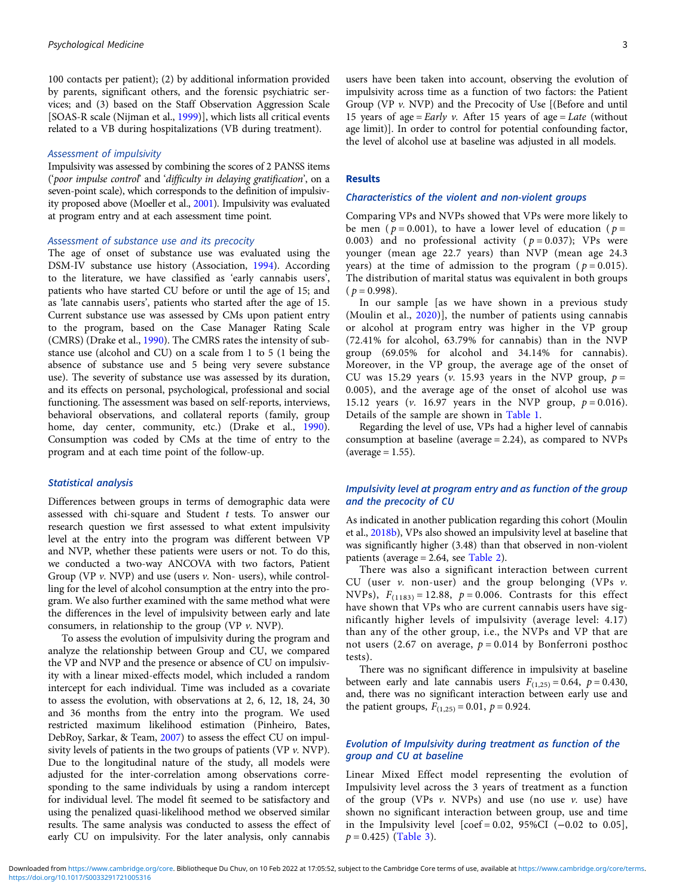100 contacts per patient); (2) by additional information provided by parents, significant others, and the forensic psychiatric services; and (3) based on the Staff Observation Aggression Scale [SOAS-R scale (Nijman et al., 1999)], which lists all critical events related to a VB during hospitalizations (VB during treatment).

### Assessment of impulsivity

Impulsivity was assessed by combining the scores of 2 PANSS items ('*poor impulse control*' and '*difficulty in delaying gratification*', on a seven-point scale), which corresponds to the definition of impulsivity proposed above (Moeller et al., 2001). Impulsivity was evaluated at program entry and at each assessment time point.

### Assessment of substance use and its precocity

The age of onset of substance use was evaluated using the DSM-IV substance use history (Association, 1994). According to the literature, we have classified as 'early cannabis users', patients who have started CU before or until the age of 15; and as 'late cannabis users', patients who started after the age of 15. Current substance use was assessed by CMs upon patient entry to the program, based on the Case Manager Rating Scale (CMRS) (Drake et al., 1990). The CMRS rates the intensity of substance use (alcohol and CU) on a scale from 1 to 5 (1 being the absence of substance use and 5 being very severe substance use). The severity of substance use was assessed by its duration, and its effects on personal, psychological, professional and social functioning. The assessment was based on self-reports, interviews, behavioral observations, and collateral reports (family, group home, day center, community, etc.) (Drake et al., 1990). Consumption was coded by CMs at the time of entry to the program and at each time point of the follow-up.

### Statistical analysis

Differences between groups in terms of demographic data were assessed with chi-square and Student *t* tests. To answer our research question we first assessed to what extent impulsivity level at the entry into the program was different between VP and NVP, whether these patients were users or not. To do this, we conducted a two-way ANCOVA with two factors, Patient Group (VP *v.* NVP) and use (users *v.* Non- users), while controlling for the level of alcohol consumption at the entry into the program. We also further examined with the same method what were the differences in the level of impulsivity between early and late consumers, in relationship to the group (VP *v.* NVP).

To assess the evolution of impulsivity during the program and analyze the relationship between Group and CU, we compared the VP and NVP and the presence or absence of CU on impulsivity with a linear mixed-effects model, which included a random intercept for each individual. Time was included as a covariate to assess the evolution, with observations at 2, 6, 12, 18, 24, 30 and 36 months from the entry into the program. We used restricted maximum likelihood estimation (Pinheiro, Bates, DebRoy, Sarkar, & Team, 2007) to assess the effect CU on impulsivity levels of patients in the two groups of patients (VP *v.* NVP). Due to the longitudinal nature of the study, all models were adjusted for the inter-correlation among observations corresponding to the same individuals by using a random intercept for individual level. The model fit seemed to be satisfactory and using the penalized quasi-likelihood method we observed similar results. The same analysis was conducted to assess the effect of early CU on impulsivity. For the later analysis, only cannabis users have been taken into account, observing the evolution of impulsivity across time as a function of two factors: the Patient Group (VP *v.* NVP) and the Precocity of Use [(Before and until 15 years of age = *Early v.* After 15 years of age = *Late* (without age limit)]. In order to control for potential confounding factor, the level of alcohol use at baseline was adjusted in all models.

## Results

### Characteristics of the violent and non-violent groups

Comparing VPs and NVPs showed that VPs were more likely to be men ($p = 0.001$), to have a lower level of education ($p = 0.003$) and no professional activity ($p = 0.037$); VPs were younger (mean age 22.7 years) than NVP (mean age 24.3 years) at the time of admission to the program ($p = 0.015$). The distribution of marital status was equivalent in both groups ($p = 0.998$).

In our sample [as we have shown in a previous study (Moulin et al., 2020)], the number of patients using cannabis or alcohol at program entry was higher in the VP group (72.41% for alcohol, 63.79% for cannabis) than in the NVP group (69.05% for alcohol and 34.14% for cannabis). Moreover, in the VP group, the average age of the onset of CU was 15.29 years (*v.* 15.93 years in the NVP group, $p = 0.005$), and the average age of the onset of alcohol use was 15.12 years (*v.* 16.97 years in the NVP group, $p = 0.016$). Details of the sample are shown in Table 1.

Regarding the level of use, VPs had a higher level of cannabis consumption at baseline (average = 2.24), as compared to NVPs (average = 1.55).

### Impulsivity level at program entry and as function of the group and the precocity of CU

As indicated in another publication regarding this cohort (Moulin et al., 2018b), VPs also showed an impulsivity level at baseline that was significantly higher (3.48) than that observed in non-violent patients (average = 2.64, see Table 2).

There was also a significant interaction between current CU (user *v.* non-user) and the group belonging (VPs *v.* NVPs), $F_{(1183)} = 12.88$, $p = 0.006$. Contrasts for this effect have shown that VPs who are current cannabis users have significantly higher levels of impulsivity (average level: 4.17) than any of the other group, i.e., the NVPs and VP that are not users (2.67 on average, $p = 0.014$ by Bonferroni posthoc tests).

There was no significant difference in impulsivity at baseline between early and late cannabis users $F_{(1,25)} = 0.64$, $p = 0.430$, and, there was no significant interaction between early use and the patient groups, $F_{(1,25)} = 0.01$, $p = 0.924$.

### Evolution of Impulsivity during treatment as function of the group and CU at baseline

Linear Mixed Effect model representing the evolution of Impulsivity level across the 3 years of treatment as a function of the group (VPs *v.* NVPs) and use (no use *v.* use) have shown no significant interaction between group, use and time in the Impulsivity level [coef = 0.02, 95%CI (−0.02 to 0.05], $p = 0.425$) (Table 3).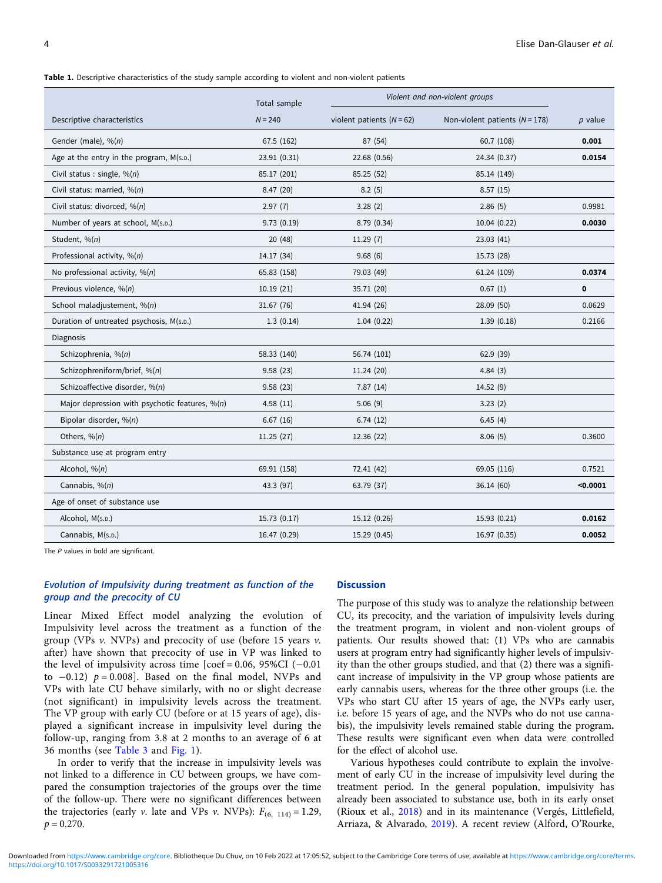**Table 1.** Descriptive characteristics of the study sample according to violent and non-violent patients

| Descriptive characteristics | Total sample N = 240 | Violent and non-violent groups: violent patients (N = 62) | Non-violent patients (N = 178) | p value |
|---|---|---|---|---|
| Gender (male), %(n) | 67.5 (162) | 87 (54) | 60.7 (108) | **0.001** |
| Age at the entry in the program, M(S.D.) | 23.91 (0.31) | 22.68 (0.56) | 24.34 (0.37) | **0.0154** |
| Civil status : single, %(n) | 85.17 (201) | 85.25 (52) | 85.14 (149) | |
| Civil status: married, %(n) | 8.47 (20) | 8.2 (5) | 8.57 (15) | |
| Civil status: divorced, %(n) | 2.97 (7) | 3.28 (2) | 2.86 (5) | 0.9981 |
| Number of years at school, M(S.D.) | 9.73 (0.19) | 8.79 (0.34) | 10.04 (0.22) | **0.0030** |
| Student, %(n) | 20 (48) | 11.29 (7) | 23.03 (41) | |
| Professional activity, %(n) | 14.17 (34) | 9.68 (6) | 15.73 (28) | |
| No professional activity, %(n) | 65.83 (158) | 79.03 (49) | 61.24 (109) | **0.0374** |
| Previous violence, %(n) | 10.19 (21) | 35.71 (20) | 0.67 (1) | **0** |
| School maladjustement, %(n) | 31.67 (76) | 41.94 (26) | 28.09 (50) | 0.0629 |
| Duration of untreated psychosis, M(S.D.) | 1.3 (0.14) | 1.04 (0.22) | 1.39 (0.18) | 0.2166 |
| Diagnosis | | | | |
| Schizophrenia, %(n) | 58.33 (140) | 56.74 (101) | 62.9 (39) | |
| Schizophreniform/brief, %(n) | 9.58 (23) | 11.24 (20) | 4.84 (3) | |
| Schizoaffective disorder, %(n) | 9.58 (23) | 7.87 (14) | 14.52 (9) | |
| Major depression with psychotic features, %(n) | 4.58 (11) | 5.06 (9) | 3.23 (2) | |
| Bipolar disorder, %(n) | 6.67 (16) | 6.74 (12) | 6.45 (4) | |
| Others, %(n) | 11.25 (27) | 12.36 (22) | 8.06 (5) | 0.3600 |
| Substance use at program entry | | | | |
| Alcohol, %(n) | 69.91 (158) | 72.41 (42) | 69.05 (116) | 0.7521 |
| Cannabis, %(n) | 43.3 (97) | 63.79 (37) | 36.14 (60) | **<0.0001** |
| Age of onset of substance use | | | | |
| Alcohol, M(S.D.) | 15.73 (0.17) | 15.12 (0.26) | 15.93 (0.21) | **0.0162** |
| Cannabis, M(S.D.) | 16.47 (0.29) | 15.29 (0.45) | 16.97 (0.35) | **0.0052** |

The P values in bold are significant.

### *Evolution of Impulsivity during treatment as function of the group and the precocity of CU*

Linear Mixed Effect model analyzing the evolution of Impulsivity level across the treatment as a function of the group (VPs *v.* NVPs) and precocity of use (before 15 years *v.* after) have shown that precocity of use in VP was linked to the level of impulsivity across time [coef = 0.06, 95%CI (−0.01 to −0.12) $p = 0.008$]. Based on the final model, NVPs and VPs with late CU behave similarly, with no or slight decrease (not significant) in impulsivity levels across the treatment. The VP group with early CU (before or at 15 years of age), displayed a significant increase in impulsivity level during the follow-up, ranging from 3.8 at 2 months to an average of 6 at 36 months (see Table 3 and Fig. 1).

In order to verify that the increase in impulsivity levels was not linked to a difference in CU between groups, we have compared the consumption trajectories of the groups over the time of the follow-up. There were no significant differences between the trajectories (early *v.* late and VPs *v.* NVPs): $F_{(6,\ 114)} = 1.29$, $p = 0.270$.

## Discussion

The purpose of this study was to analyze the relationship between CU, its precocity, and the variation of impulsivity levels during the treatment program, in violent and non-violent groups of patients. Our results showed that: (1) VPs who are cannabis users at program entry had significantly higher levels of impulsivity than the other groups studied, and that (2) there was a significant increase of impulsivity in the VP group whose patients are early cannabis users, whereas for the three other groups (i.e. the VPs who start CU after 15 years of age, the NVPs early user, i.e. before 15 years of age, and the NVPs who do not use cannabis), the impulsivity levels remained stable during the program**.** These results were significant even when data were controlled for the effect of alcohol use.

Various hypotheses could contribute to explain the involvement of early CU in the increase of impulsivity level during the treatment period. In the general population, impulsivity has already been associated to substance use, both in its early onset (Rioux et al., 2018) and in its maintenance (Vergés, Littlefield, Arriaza, & Alvarado, 2019). A recent review (Alford, O'Rourke,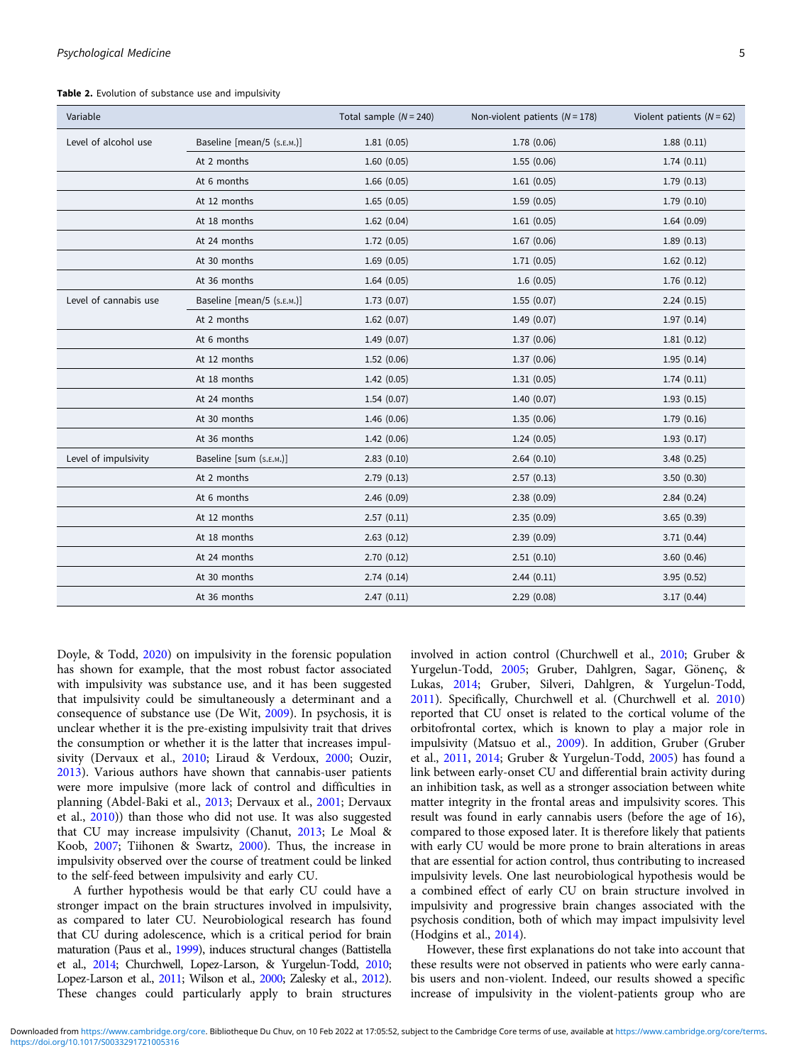**Table 2.** Evolution of substance use and impulsivity

| Variable | | Total sample (N = 240) | Non-violent patients (N = 178) | Violent patients (N = 62) |
|---|---|---|---|---|
| Level of alcohol use | Baseline [mean/5 (S.E.M.)] | 1.81 (0.05) | 1.78 (0.06) | 1.88 (0.11) |
| | At 2 months | 1.60 (0.05) | 1.55 (0.06) | 1.74 (0.11) |
| | At 6 months | 1.66 (0.05) | 1.61 (0.05) | 1.79 (0.13) |
| | At 12 months | 1.65 (0.05) | 1.59 (0.05) | 1.79 (0.10) |
| | At 18 months | 1.62 (0.04) | 1.61 (0.05) | 1.64 (0.09) |
| | At 24 months | 1.72 (0.05) | 1.67 (0.06) | 1.89 (0.13) |
| | At 30 months | 1.69 (0.05) | 1.71 (0.05) | 1.62 (0.12) |
| | At 36 months | 1.64 (0.05) | 1.6 (0.05) | 1.76 (0.12) |
| Level of cannabis use | Baseline [mean/5 (S.E.M.)] | 1.73 (0.07) | 1.55 (0.07) | 2.24 (0.15) |
| | At 2 months | 1.62 (0.07) | 1.49 (0.07) | 1.97 (0.14) |
| | At 6 months | 1.49 (0.07) | 1.37 (0.06) | 1.81 (0.12) |
| | At 12 months | 1.52 (0.06) | 1.37 (0.06) | 1.95 (0.14) |
| | At 18 months | 1.42 (0.05) | 1.31 (0.05) | 1.74 (0.11) |
| | At 24 months | 1.54 (0.07) | 1.40 (0.07) | 1.93 (0.15) |
| | At 30 months | 1.46 (0.06) | 1.35 (0.06) | 1.79 (0.16) |
| | At 36 months | 1.42 (0.06) | 1.24 (0.05) | 1.93 (0.17) |
| Level of impulsivity | Baseline [sum (S.E.M.)] | 2.83 (0.10) | 2.64 (0.10) | 3.48 (0.25) |
| | At 2 months | 2.79 (0.13) | 2.57 (0.13) | 3.50 (0.30) |
| | At 6 months | 2.46 (0.09) | 2.38 (0.09) | 2.84 (0.24) |
| | At 12 months | 2.57 (0.11) | 2.35 (0.09) | 3.65 (0.39) |
| | At 18 months | 2.63 (0.12) | 2.39 (0.09) | 3.71 (0.44) |
| | At 24 months | 2.70 (0.12) | 2.51 (0.10) | 3.60 (0.46) |
| | At 30 months | 2.74 (0.14) | 2.44 (0.11) | 3.95 (0.52) |
| | At 36 months | 2.47 (0.11) | 2.29 (0.08) | 3.17 (0.44) |

Doyle, & Todd, 2020) on impulsivity in the forensic population has shown for example, that the most robust factor associated with impulsivity was substance use, and it has been suggested that impulsivity could be simultaneously a determinant and a consequence of substance use (De Wit, 2009). In psychosis, it is unclear whether it is the pre-existing impulsivity trait that drives the consumption or whether it is the latter that increases impulsivity (Dervaux et al., 2010; Liraud & Verdoux, 2000; Ouzir, 2013). Various authors have shown that cannabis-user patients were more impulsive (more lack of control and difficulties in planning (Abdel-Baki et al., 2013; Dervaux et al., 2001; Dervaux et al., 2010)) than those who did not use. It was also suggested that CU may increase impulsivity (Chanut, 2013; Le Moal & Koob, 2007; Tiihonen & Swartz, 2000). Thus, the increase in impulsivity observed over the course of treatment could be linked to the self-feed between impulsivity and early CU.

A further hypothesis would be that early CU could have a stronger impact on the brain structures involved in impulsivity, as compared to later CU. Neurobiological research has found that CU during adolescence, which is a critical period for brain maturation (Paus et al., 1999), induces structural changes (Battistella et al., 2014; Churchwell, Lopez-Larson, & Yurgelun-Todd, 2010; Lopez-Larson et al., 2011; Wilson et al., 2000; Zalesky et al., 2012). These changes could particularly apply to brain structures involved in action control (Churchwell et al., 2010; Gruber & Yurgelun-Todd, 2005; Gruber, Dahlgren, Sagar, Gönenç, & Lukas, 2014; Gruber, Silveri, Dahlgren, & Yurgelun-Todd, 2011). Specifically, Churchwell et al. (Churchwell et al. 2010) reported that CU onset is related to the cortical volume of the orbitofrontal cortex, which is known to play a major role in impulsivity (Matsuo et al., 2009). In addition, Gruber (Gruber et al., 2011, 2014; Gruber & Yurgelun-Todd, 2005) has found a link between early-onset CU and differential brain activity during an inhibition task, as well as a stronger association between white matter integrity in the frontal areas and impulsivity scores. This result was found in early cannabis users (before the age of 16), compared to those exposed later. It is therefore likely that patients with early CU would be more prone to brain alterations in areas that are essential for action control, thus contributing to increased impulsivity levels. One last neurobiological hypothesis would be a combined effect of early CU on brain structure involved in impulsivity and progressive brain changes associated with the psychosis condition, both of which may impact impulsivity level (Hodgins et al., 2014).

However, these first explanations do not take into account that these results were not observed in patients who were early cannabis users and non-violent. Indeed, our results showed a specific increase of impulsivity in the violent-patients group who are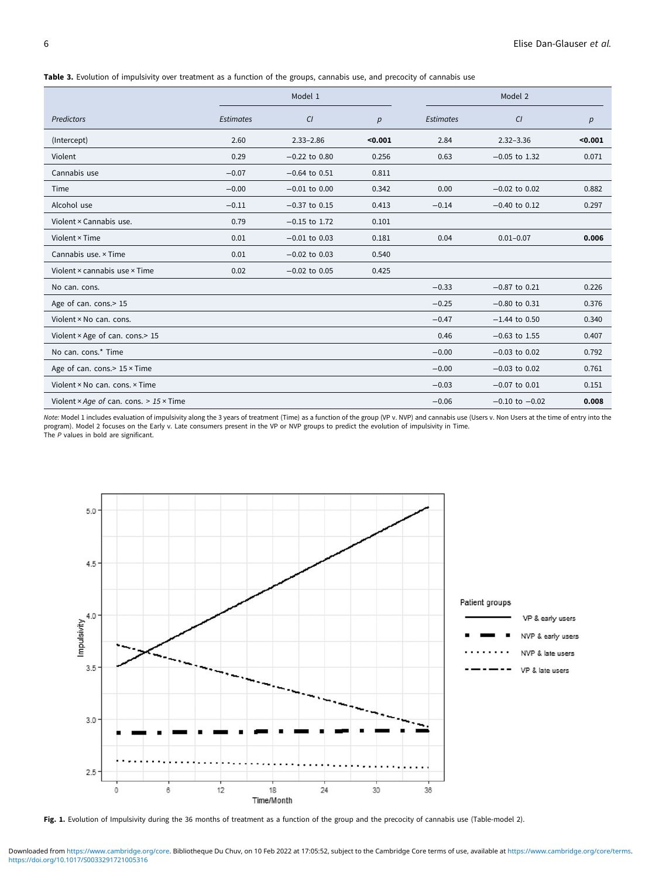**Table 3.** Evolution of impulsivity over treatment as a function of the groups, cannabis use, and precocity of cannabis use

| | Model 1 | | | Model 2 | | |
|---|---|---|---|---|---|---|
| *Predictors* | *Estimates* | *CI* | *p* | *Estimates* | *CI* | *p* |
| (Intercept) | 2.60 | 2.33–2.86 | **<0.001** | 2.84 | 2.32–3.36 | **<0.001** |
| Violent | 0.29 | −0.22 to 0.80 | 0.256 | 0.63 | −0.05 to 1.32 | 0.071 |
| Cannabis use | −0.07 | −0.64 to 0.51 | 0.811 | | | |
| Time | −0.00 | −0.01 to 0.00 | 0.342 | 0.00 | −0.02 to 0.02 | 0.882 |
| Alcohol use | −0.11 | −0.37 to 0.15 | 0.413 | −0.14 | −0.40 to 0.12 | 0.297 |
| Violent × Cannabis use. | 0.79 | −0.15 to 1.72 | 0.101 | | | |
| Violent × Time | 0.01 | −0.01 to 0.03 | 0.181 | 0.04 | 0.01–0.07 | **0.006** |
| Cannabis use. × Time | 0.01 | −0.02 to 0.03 | 0.540 | | | |
| Violent × cannabis use × Time | 0.02 | −0.02 to 0.05 | 0.425 | | | |
| No can. cons. | | | | −0.33 | −0.87 to 0.21 | 0.226 |
| Age of can. cons.> 15 | | | | −0.25 | −0.80 to 0.31 | 0.376 |
| Violent × No can. cons. | | | | −0.47 | −1.44 to 0.50 | 0.340 |
| Violent × Age of can. cons.> 15 | | | | 0.46 | −0.63 to 1.55 | 0.407 |
| No can. cons.* Time | | | | −0.00 | −0.03 to 0.02 | 0.792 |
| Age of can. cons.> 15 × Time | | | | −0.00 | −0.03 to 0.02 | 0.761 |
| Violent × No can. cons. × Time | | | | −0.03 | −0.07 to 0.01 | 0.151 |
| Violent × *Age of* can. cons. > *15* × Time | | | | −0.06 | −0.10 to −0.02 | **0.008** |

*Note:* Model 1 includes evaluation of impulsivity along the 3 years of treatment (Time) as a function of the group (VP v. NVP) and cannabis use (Users v. Non Users at the time of entry into the program). Model 2 focuses on the Early v. Late consumers present in the VP or NVP groups to predict the evolution of impulsivity in Time.
The *P* values in bold are significant.

**Fig. 1.** Evolution of Impulsivity during the 36 months of treatment as a function of the group and the precocity of cannabis use (Table-model 2).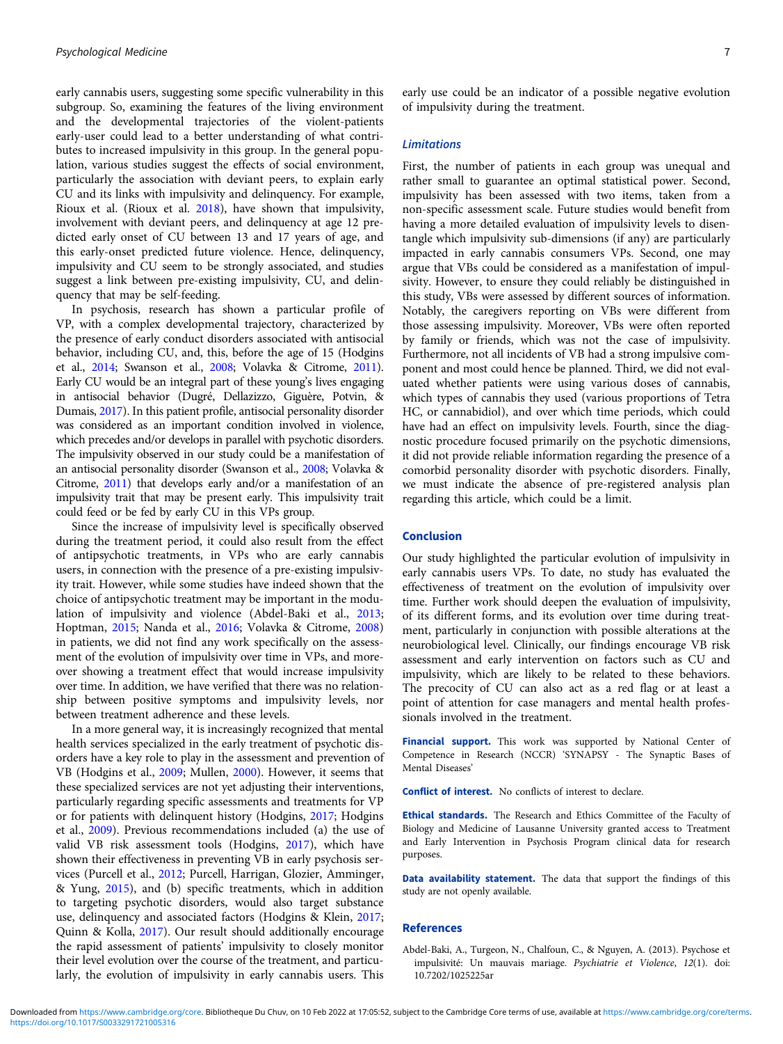early cannabis users, suggesting some specific vulnerability in this subgroup. So, examining the features of the living environment and the developmental trajectories of the violent-patients early-user could lead to a better understanding of what contributes to increased impulsivity in this group. In the general population, various studies suggest the effects of social environment, particularly the association with deviant peers, to explain early CU and its links with impulsivity and delinquency. For example, Rioux et al. (Rioux et al. 2018), have shown that impulsivity, involvement with deviant peers, and delinquency at age 12 predicted early onset of CU between 13 and 17 years of age, and this early-onset predicted future violence. Hence, delinquency, impulsivity and CU seem to be strongly associated, and studies suggest a link between pre-existing impulsivity, CU, and delinquency that may be self-feeding.

In psychosis, research has shown a particular profile of VP, with a complex developmental trajectory, characterized by the presence of early conduct disorders associated with antisocial behavior, including CU, and, this, before the age of 15 (Hodgins et al., 2014; Swanson et al., 2008; Volavka & Citrome, 2011). Early CU would be an integral part of these young's lives engaging in antisocial behavior (Dugré, Dellazizzo, Giguère, Potvin, & Dumais, 2017). In this patient profile, antisocial personality disorder was considered as an important condition involved in violence, which precedes and/or develops in parallel with psychotic disorders. The impulsivity observed in our study could be a manifestation of an antisocial personality disorder (Swanson et al., 2008; Volavka & Citrome, 2011) that develops early and/or a manifestation of an impulsivity trait that may be present early. This impulsivity trait could feed or be fed by early CU in this VPs group.

Since the increase of impulsivity level is specifically observed during the treatment period, it could also result from the effect of antipsychotic treatments, in VPs who are early cannabis users, in connection with the presence of a pre-existing impulsivity trait. However, while some studies have indeed shown that the choice of antipsychotic treatment may be important in the modulation of impulsivity and violence (Abdel-Baki et al., 2013; Hoptman, 2015; Nanda et al., 2016; Volavka & Citrome, 2008) in patients, we did not find any work specifically on the assessment of the evolution of impulsivity over time in VPs, and moreover showing a treatment effect that would increase impulsivity over time. In addition, we have verified that there was no relationship between positive symptoms and impulsivity levels, nor between treatment adherence and these levels.

In a more general way, it is increasingly recognized that mental health services specialized in the early treatment of psychotic disorders have a key role to play in the assessment and prevention of VB (Hodgins et al., 2009; Mullen, 2000). However, it seems that these specialized services are not yet adjusting their interventions, particularly regarding specific assessments and treatments for VP or for patients with delinquent history (Hodgins, 2017; Hodgins et al., 2009). Previous recommendations included (a) the use of valid VB risk assessment tools (Hodgins, 2017), which have shown their effectiveness in preventing VB in early psychosis services (Purcell et al., 2012; Purcell, Harrigan, Glozier, Amminger, & Yung, 2015), and (b) specific treatments, which in addition to targeting psychotic disorders, would also target substance use, delinquency and associated factors (Hodgins & Klein, 2017; Quinn & Kolla, 2017). Our result should additionally encourage the rapid assessment of patients' impulsivity to closely monitor their level evolution over the course of the treatment, and particularly, the evolution of impulsivity in early cannabis users. This early use could be an indicator of a possible negative evolution of impulsivity during the treatment.

### Limitations

First, the number of patients in each group was unequal and rather small to guarantee an optimal statistical power. Second, impulsivity has been assessed with two items, taken from a non-specific assessment scale. Future studies would benefit from having a more detailed evaluation of impulsivity levels to disentangle which impulsivity sub-dimensions (if any) are particularly impacted in early cannabis consumers VPs. Second, one may argue that VBs could be considered as a manifestation of impulsivity. However, to ensure they could reliably be distinguished in this study, VBs were assessed by different sources of information. Notably, the caregivers reporting on VBs were different from those assessing impulsivity. Moreover, VBs were often reported by family or friends, which was not the case of impulsivity. Furthermore, not all incidents of VB had a strong impulsive component and most could hence be planned. Third, we did not evaluated whether patients were using various doses of cannabis, which types of cannabis they used (various proportions of Tetra HC, or cannabidiol), and over which time periods, which could have had an effect on impulsivity levels. Fourth, since the diagnostic procedure focused primarily on the psychotic dimensions, it did not provide reliable information regarding the presence of a comorbid personality disorder with psychotic disorders. Finally, we must indicate the absence of pre-registered analysis plan regarding this article, which could be a limit.

## Conclusion

Our study highlighted the particular evolution of impulsivity in early cannabis users VPs. To date, no study has evaluated the effectiveness of treatment on the evolution of impulsivity over time. Further work should deepen the evaluation of impulsivity, of its different forms, and its evolution over time during treatment, particularly in conjunction with possible alterations at the neurobiological level. Clinically, our findings encourage VB risk assessment and early intervention on factors such as CU and impulsivity, which are likely to be related to these behaviors. The precocity of CU can also act as a red flag or at least a point of attention for case managers and mental health professionals involved in the treatment.

**Financial support.** This work was supported by National Center of Competence in Research (NCCR) 'SYNAPSY - The Synaptic Bases of Mental Diseases'

**Conflict of interest.** No conflicts of interest to declare.

**Ethical standards.** The Research and Ethics Committee of the Faculty of Biology and Medicine of Lausanne University granted access to Treatment and Early Intervention in Psychosis Program clinical data for research purposes.

**Data availability statement.** The data that support the findings of this study are not openly available.

## References

Abdel-Baki, A., Turgeon, N., Chalfoun, C., & Nguyen, A. (2013). Psychose et impulsivité: Un mauvais mariage. *Psychiatrie et Violence*, *12*(1). doi: 10.7202/1025225ar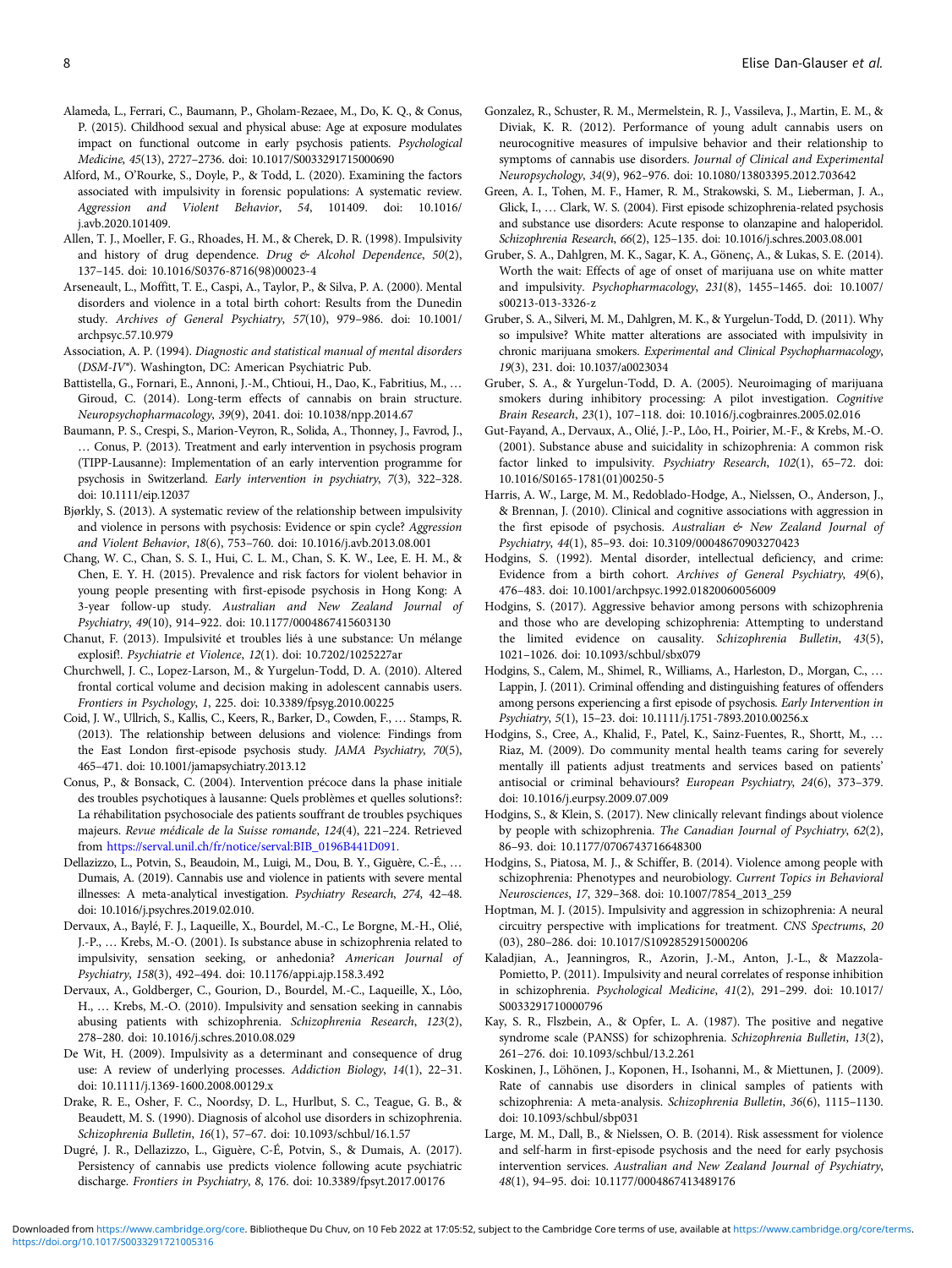Alameda, L., Ferrari, C., Baumann, P., Gholam-Rezaee, M., Do, K. Q., & Conus, P. (2015). Childhood sexual and physical abuse: Age at exposure modulates impact on functional outcome in early psychosis patients. *Psychological Medicine*, *45*(13), 2727–2736. doi: 10.1017/S0033291715000690

Alford, M., O'Rourke, S., Doyle, P., & Todd, L. (2020). Examining the factors associated with impulsivity in forensic populations: A systematic review. *Aggression and Violent Behavior*, *54*, 101409. doi: 10.1016/j.avb.2020.101409.

Allen, T. J., Moeller, F. G., Rhoades, H. M., & Cherek, D. R. (1998). Impulsivity and history of drug dependence. *Drug & Alcohol Dependence*, *50*(2), 137–145. doi: 10.1016/S0376-8716(98)00023-4

Arseneault, L., Moffitt, T. E., Caspi, A., Taylor, P., & Silva, P. A. (2000). Mental disorders and violence in a total birth cohort: Results from the Dunedin study. *Archives of General Psychiatry*, *57*(10), 979–986. doi: 10.1001/archpsyc.57.10.979

Association, A. P. (1994). *Diagnostic and statistical manual of mental disorders* (*DSM-IV®*). Washington, DC: American Psychiatric Pub.

Battistella, G., Fornari, E., Annoni, J.-M., Chtioui, H., Dao, K., Fabritius, M., … Giroud, C. (2014). Long-term effects of cannabis on brain structure. *Neuropsychopharmacology*, *39*(9), 2041. doi: 10.1038/npp.2014.67

Baumann, P. S., Crespi, S., Marion-Veyron, R., Solida, A., Thonney, J., Favrod, J., … Conus, P. (2013). Treatment and early intervention in psychosis program (TIPP-Lausanne): Implementation of an early intervention programme for psychosis in Switzerland. *Early intervention in psychiatry*, *7*(3), 322–328. doi: 10.1111/eip.12037

Bjørkly, S. (2013). A systematic review of the relationship between impulsivity and violence in persons with psychosis: Evidence or spin cycle? *Aggression and Violent Behavior*, *18*(6), 753–760. doi: 10.1016/j.avb.2013.08.001

Chang, W. C., Chan, S. S. I., Hui, C. L. M., Chan, S. K. W., Lee, E. H. M., & Chen, E. Y. H. (2015). Prevalence and risk factors for violent behavior in young people presenting with first-episode psychosis in Hong Kong: A 3-year follow-up study. *Australian and New Zealand Journal of Psychiatry*, *49*(10), 914–922. doi: 10.1177/0004867415603130

Chanut, F. (2013). Impulsivité et troubles liés à une substance: Un mélange explosif!. *Psychiatrie et Violence*, *12*(1). doi: 10.7202/1025227ar

Churchwell, J. C., Lopez-Larson, M., & Yurgelun-Todd, D. A. (2010). Altered frontal cortical volume and decision making in adolescent cannabis users. *Frontiers in Psychology*, *1*, 225. doi: 10.3389/fpsyg.2010.00225

Coid, J. W., Ullrich, S., Kallis, C., Keers, R., Barker, D., Cowden, F., … Stamps, R. (2013). The relationship between delusions and violence: Findings from the East London first-episode psychosis study. *JAMA Psychiatry*, *70*(5), 465–471. doi: 10.1001/jamapsychiatry.2013.12

Conus, P., & Bonsack, C. (2004). Intervention précoce dans la phase initiale des troubles psychotiques à lausanne: Quels problèmes et quelles solutions?: La réhabilitation psychosociale des patients souffrant de troubles psychiques majeurs. *Revue médicale de la Suisse romande*, *124*(4), 221–224. Retrieved from https://serval.unil.ch/fr/notice/serval:BIB_0196B441D091.

Dellazizzo, L., Potvin, S., Beaudoin, M., Luigi, M., Dou, B. Y., Giguère, C.-É., … Dumais, A. (2019). Cannabis use and violence in patients with severe mental illnesses: A meta-analytical investigation. *Psychiatry Research*, *274*, 42–48. doi: 10.1016/j.psychres.2019.02.010.

Dervaux, A., Baylé, F. J., Laqueille, X., Bourdel, M.-C., Le Borgne, M.-H., Olié, J.-P., … Krebs, M.-O. (2001). Is substance abuse in schizophrenia related to impulsivity, sensation seeking, or anhedonia? *American Journal of Psychiatry*, *158*(3), 492–494. doi: 10.1176/appi.ajp.158.3.492

Dervaux, A., Goldberger, C., Gourion, D., Bourdel, M.-C., Laqueille, X., Lôo, H., … Krebs, M.-O. (2010). Impulsivity and sensation seeking in cannabis abusing patients with schizophrenia. *Schizophrenia Research*, *123*(2), 278–280. doi: 10.1016/j.schres.2010.08.029

De Wit, H. (2009). Impulsivity as a determinant and consequence of drug use: A review of underlying processes. *Addiction Biology*, *14*(1), 22–31. doi: 10.1111/j.1369-1600.2008.00129.x

Drake, R. E., Osher, F. C., Noordsy, D. L., Hurlbut, S. C., Teague, G. B., & Beaudett, M. S. (1990). Diagnosis of alcohol use disorders in schizophrenia. *Schizophrenia Bulletin*, *16*(1), 57–67. doi: 10.1093/schbul/16.1.57

Dugré, J. R., Dellazizzo, L., Giguère, C-É, Potvin, S., & Dumais, A. (2017). Persistency of cannabis use predicts violence following acute psychiatric discharge. *Frontiers in Psychiatry*, *8*, 176. doi: 10.3389/fpsyt.2017.00176

Gonzalez, R., Schuster, R. M., Mermelstein, R. J., Vassileva, J., Martin, E. M., & Diviak, K. R. (2012). Performance of young adult cannabis users on neurocognitive measures of impulsive behavior and their relationship to symptoms of cannabis use disorders. *Journal of Clinical and Experimental Neuropsychology*, *34*(9), 962–976. doi: 10.1080/13803395.2012.703642

Green, A. I., Tohen, M. F., Hamer, R. M., Strakowski, S. M., Lieberman, J. A., Glick, I., … Clark, W. S. (2004). First episode schizophrenia-related psychosis and substance use disorders: Acute response to olanzapine and haloperidol. *Schizophrenia Research*, *66*(2), 125–135. doi: 10.1016/j.schres.2003.08.001

Gruber, S. A., Dahlgren, M. K., Sagar, K. A., Gönenç, A., & Lukas, S. E. (2014). Worth the wait: Effects of age of onset of marijuana use on white matter and impulsivity. *Psychopharmacology*, *231*(8), 1455–1465. doi: 10.1007/s00213-013-3326-z

Gruber, S. A., Silveri, M. M., Dahlgren, M. K., & Yurgelun-Todd, D. (2011). Why so impulsive? White matter alterations are associated with impulsivity in chronic marijuana smokers. *Experimental and Clinical Psychopharmacology*, *19*(3), 231. doi: 10.1037/a0023034

Gruber, S. A., & Yurgelun-Todd, D. A. (2005). Neuroimaging of marijuana smokers during inhibitory processing: A pilot investigation. *Cognitive Brain Research*, *23*(1), 107–118. doi: 10.1016/j.cogbrainres.2005.02.016

Gut-Fayand, A., Dervaux, A., Olié, J.-P., Lôo, H., Poirier, M.-F., & Krebs, M.-O. (2001). Substance abuse and suicidality in schizophrenia: A common risk factor linked to impulsivity. *Psychiatry Research*, *102*(1), 65–72. doi: 10.1016/S0165-1781(01)00250-5

Harris, A. W., Large, M. M., Redoblado-Hodge, A., Nielssen, O., Anderson, J., & Brennan, J. (2010). Clinical and cognitive associations with aggression in the first episode of psychosis. *Australian & New Zealand Journal of Psychiatry*, *44*(1), 85–93. doi: 10.3109/00048670903270423

Hodgins, S. (1992). Mental disorder, intellectual deficiency, and crime: Evidence from a birth cohort. *Archives of General Psychiatry*, *49*(6), 476–483. doi: 10.1001/archpsyc.1992.01820060056009

Hodgins, S. (2017). Aggressive behavior among persons with schizophrenia and those who are developing schizophrenia: Attempting to understand the limited evidence on causality. *Schizophrenia Bulletin*, *43*(5), 1021–1026. doi: 10.1093/schbul/sbx079

Hodgins, S., Calem, M., Shimel, R., Williams, A., Harleston, D., Morgan, C., … Lappin, J. (2011). Criminal offending and distinguishing features of offenders among persons experiencing a first episode of psychosis. *Early Intervention in Psychiatry*, *5*(1), 15–23. doi: 10.1111/j.1751-7893.2010.00256.x

Hodgins, S., Cree, A., Khalid, F., Patel, K., Sainz-Fuentes, R., Shortt, M., … Riaz, M. (2009). Do community mental health teams caring for severely mentally ill patients adjust treatments and services based on patients' antisocial or criminal behaviours? *European Psychiatry*, *24*(6), 373–379. doi: 10.1016/j.eurpsy.2009.07.009

Hodgins, S., & Klein, S. (2017). New clinically relevant findings about violence by people with schizophrenia. *The Canadian Journal of Psychiatry*, *62*(2), 86–93. doi: 10.1177/0706743716648300

Hodgins, S., Piatosa, M. J., & Schiffer, B. (2014). Violence among people with schizophrenia: Phenotypes and neurobiology. *Current Topics in Behavioral Neurosciences*, *17*, 329–368. doi: 10.1007/7854_2013_259

Hoptman, M. J. (2015). Impulsivity and aggression in schizophrenia: A neural circuitry perspective with implications for treatment. *CNS Spectrums*, *20*(03), 280–286. doi: 10.1017/S1092852915000206

Kaladjian, A., Jeanningros, R., Azorin, J.-M., Anton, J.-L., & Mazzola-Pomietto, P. (2011). Impulsivity and neural correlates of response inhibition in schizophrenia. *Psychological Medicine*, *41*(2), 291–299. doi: 10.1017/S0033291710000796

Kay, S. R., Flszbein, A., & Opfer, L. A. (1987). The positive and negative syndrome scale (PANSS) for schizophrenia. *Schizophrenia Bulletin*, *13*(2), 261–276. doi: 10.1093/schbul/13.2.261

Koskinen, J., Löhönen, J., Koponen, H., Isohanni, M., & Miettunen, J. (2009). Rate of cannabis use disorders in clinical samples of patients with schizophrenia: A meta-analysis. *Schizophrenia Bulletin*, *36*(6), 1115–1130. doi: 10.1093/schbul/sbp031

Large, M. M., Dall, B., & Nielssen, O. B. (2014). Risk assessment for violence and self-harm in first-episode psychosis and the need for early psychosis intervention services. *Australian and New Zealand Journal of Psychiatry*, *48*(1), 94–95. doi: 10.1177/0004867413489176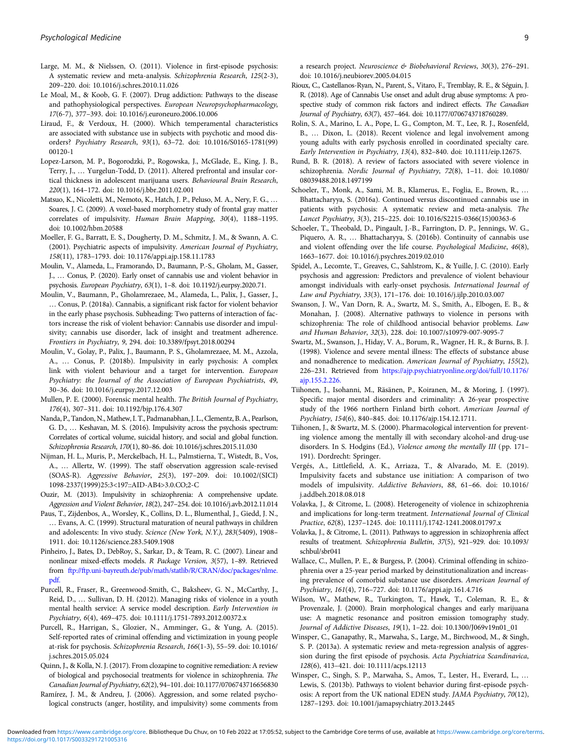Large, M. M., & Nielssen, O. (2011). Violence in first-episode psychosis: A systematic review and meta-analysis. *Schizophrenia Research*, *125*(2-3), 209–220. doi: 10.1016/j.schres.2010.11.026

Le Moal, M., & Koob, G. F. (2007). Drug addiction: Pathways to the disease and pathophysiological perspectives. *European Neuropsychopharmacology*, *17*(6-7), 377–393. doi: 10.1016/j.euroneuro.2006.10.006

Liraud, F., & Verdoux, H. (2000). Which temperamental characteristics are associated with substance use in subjects with psychotic and mood disorders? *Psychiatry Research*, *93*(1), 63–72. doi: 10.1016/S0165-1781(99)00120-1

Lopez-Larson, M. P., Bogorodzki, P., Rogowska, J., McGlade, E., King, J. B., Terry, J., … Yurgelun-Todd, D. (2011). Altered prefrontal and insular cortical thickness in adolescent marijuana users. *Behavioural Brain Research*, *220*(1), 164–172. doi: 10.1016/j.bbr.2011.02.001

Matsuo, K., Nicoletti, M., Nemoto, K., Hatch, J. P., Peluso, M. A., Nery, F. G., … Soares, J. C. (2009). A voxel-based morphometry study of frontal gray matter correlates of impulsivity. *Human Brain Mapping*, *30*(4), 1188–1195. doi: 10.1002/hbm.20588

Moeller, F. G., Barratt, E. S., Dougherty, D. M., Schmitz, J. M., & Swann, A. C. (2001). Psychiatric aspects of impulsivity. *American Journal of Psychiatry*, *158*(11), 1783–1793. doi: 10.1176/appi.ajp.158.11.1783

Moulin, V., Alameda, L., Framorando, D., Baumann, P.-S., Gholam, M., Gasser, J., … Conus, P. (2020). Early onset of cannabis use and violent behavior in psychosis. *European Psychiatry*, *63*(1), 1–8. doi: 10.1192/j.eurpsy.2020.71.

Moulin, V., Baumann, P., Gholamrezaee, M., Alameda, L., Palix, J., Gasser, J., … Conus, P. (2018a). Cannabis, a significant risk factor for violent behavior in the early phase psychosis. Subheading: Two patterns of interaction of factors increase the risk of violent behavior: Cannabis use disorder and impulsivity; cannabis use disorder, lack of insight and treatment adherence. *Frontiers in Psychiatry*, *9*, 294. doi: 10.3389/fpsyt.2018.00294

Moulin, V., Golay, P., Palix, J., Baumann, P. S., Gholamrezaee, M. M., Azzola, A., … Conus, P. (2018b). Impulsivity in early psychosis: A complex link with violent behaviour and a target for intervention. *European Psychiatry: the Journal of the Association of European Psychiatrists*, *49*, 30–36. doi: 10.1016/j.eurpsy.2017.12.003

Mullen, P. E. (2000). Forensic mental health. *The British Journal of Psychiatry*, *176*(4), 307–311. doi: 10.1192/bjp.176.4.307

Nanda, P., Tandon, N., Mathew, I. T., Padmanabhan, J. L., Clementz, B. A., Pearlson, G. D., … Keshavan, M. S. (2016). Impulsivity across the psychosis spectrum: Correlates of cortical volume, suicidal history, and social and global function. *Schizophrenia Research*, *170*(1), 80–86. doi: 10.1016/j.schres.2015.11.030

Nijman, H. L., Muris, P., Merckelbach, H. L., Palmstierna, T., Wistedt, B., Vos, A., … Allertz, W. (1999). The staff observation aggression scale-revised (SOAS-R). *Aggressive Behavior*, *25*(3), 197–209. doi: 10.1002/(SICI)1098-2337(1999)25:3<197::AID-AB4>3.0.CO;2-C

Ouzir, M. (2013). Impulsivity in schizophrenia: A comprehensive update. *Aggression and Violent Behavior*, *18*(2), 247–254. doi: 10.1016/j.avb.2012.11.014

Paus, T., Zijdenbos, A., Worsley, K., Collins, D. L., Blumenthal, J., Giedd, J. N., … Evans, A. C. (1999). Structural maturation of neural pathways in children and adolescents: In vivo study. *Science (New York, N.Y.)*, *283*(5409), 1908–1911. doi: 10.1126/science.283.5409.1908

Pinheiro, J., Bates, D., DebRoy, S., Sarkar, D., & Team, R. C. (2007). Linear and nonlinear mixed-effects models. *R Package Version*, *3*(57), 1–89. Retrieved from ftp://ftp.uni-bayreuth.de/pub/math/statlib/R/CRAN/doc/packages/nlme.pdf.

Purcell, R., Fraser, R., Greenwood-Smith, C., Baksheev, G. N., McCarthy, J., Reid, D., … Sullivan, D. H. (2012). Managing risks of violence in a youth mental health service: A service model description. *Early Intervention in Psychiatry*, *6*(4), 469–475. doi: 10.1111/j.1751-7893.2012.00372.x

Purcell, R., Harrigan, S., Glozier, N., Amminger, G., & Yung, A. (2015). Self-reported rates of criminal offending and victimization in young people at-risk for psychosis. *Schizophrenia Research*, *166*(1-3), 55–59. doi: 10.1016/j.schres.2015.05.024

Quinn, J., & Kolla, N. J. (2017). From clozapine to cognitive remediation: A review of biological and psychosocial treatments for violence in schizophrenia. *The Canadian Journal of Psychiatry*, *62*(2), 94–101. doi: 10.1177/0706743716656830

Ramírez, J. M., & Andreu, J. (2006). Aggression, and some related psychological constructs (anger, hostility, and impulsivity) some comments from a research project. *Neuroscience & Biobehavioral Reviews*, *30*(3), 276–291. doi: 10.1016/j.neubiorev.2005.04.015

Rioux, C., Castellanos-Ryan, N., Parent, S., Vitaro, F., Tremblay, R. E., & Séguin, J. R. (2018). Age of Cannabis Use onset and adult drug abuse symptoms: A prospective study of common risk factors and indirect effects. *The Canadian Journal of Psychiatry*, *63*(7), 457–464. doi: 10.1177/0706743718760289.

Rolin, S. A., Marino, L. A., Pope, L. G., Compton, M. T., Lee, R. J., Rosenfeld, B., … Dixon, L. (2018). Recent violence and legal involvement among young adults with early psychosis enrolled in coordinated specialty care. *Early Intervention in Psychiatry*, *13*(4), 832–840. doi: 10.1111/eip.12675.

Rund, B. R. (2018). A review of factors associated with severe violence in schizophrenia. *Nordic Journal of Psychiatry*, *72*(8), 1–11. doi: 10.1080/08039488.2018.1497199

Schoeler, T., Monk, A., Sami, M. B., Klamerus, E., Foglia, E., Brown, R., … Bhattacharyya, S. (2016a). Continued versus discontinued cannabis use in patients with psychosis: A systematic review and meta-analysis. *The Lancet Psychiatry*, *3*(3), 215–225. doi: 10.1016/S2215-0366(15)00363-6

Schoeler, T., Theobald, D., Pingault, J.-B., Farrington, D. P., Jennings, W. G., Piquero, A. R., … Bhattacharyya, S. (2016b). Continuity of cannabis use and violent offending over the life course. *Psychological Medicine*, *46*(8), 1663–1677. doi: 10.1016/j.psychres.2019.02.010

Spidel, A., Lecomte, T., Greaves, C., Sahlstrom, K., & Yuille, J. C. (2010). Early psychosis and aggression: Predictors and prevalence of violent behaviour amongst individuals with early-onset psychosis. *International Journal of Law and Psychiatry*, *33*(3), 171–176. doi: 10.1016/j.ijlp.2010.03.007

Swanson, J. W., Van Dorn, R. A., Swartz, M. S., Smith, A., Elbogen, E. B., & Monahan, J. (2008). Alternative pathways to violence in persons with schizophrenia: The role of childhood antisocial behavior problems. *Law and Human Behavior*, *32*(3), 228. doi: 10.1007/s10979-007-9095-7

Swartz, M. S., Swanson, J. W., Hiday, V. A., Borum, R., Wagner, H. R., & Burns, B. J. (1998). Violence and severe mental illness: The effects of substance abuse and nonadherence to medication. *American Journal of Psychiatry*, *155*(2), 226–231. Retrieved from https://ajp.psychiatryonline.org/doi/full/10.1176/ajp.155.2.226.

Tiihonen, J., Isohanni, M., Räsänen, P., Koiranen, M., & Moring, J. (1997). Specific major mental disorders and criminality: A 26-year prospective study of the 1966 northern Finland birth cohort. *American Journal of Psychiatry*, *154*(6), 840–845. doi: 10.1176/ajp.154.12.1711.

Tiihonen, J., & Swartz, M. S. (2000). Pharmacological intervention for preventing violence among the mentally ill with secondary alcohol-and drug-use disorders. In S. Hodgins (Ed.), *Violence among the mentally Ill* (pp. 171–191). Dordrecht: Springer.

Vergés, A., Littlefield, A. K., Arriaza, T., & Alvarado, M. E. (2019). Impulsivity facets and substance use initiation: A comparison of two models of impulsivity. *Addictive Behaviors*, *88*, 61–66. doi: 10.1016/j.addbeh.2018.08.018

Volavka, J., & Citrome, L. (2008). Heterogeneity of violence in schizophrenia and implications for long-term treatment. *International Journal of Clinical Practice*, *62*(8), 1237–1245. doi: 10.1111/j.1742-1241.2008.01797.x

Volavka, J., & Citrome, L. (2011). Pathways to aggression in schizophrenia affect results of treatment. *Schizophrenia Bulletin*, *37*(5), 921–929. doi: 10.1093/schbul/sbr041

Wallace, C., Mullen, P. E., & Burgess, P. (2004). Criminal offending in schizophrenia over a 25-year period marked by deinstitutionalization and increasing prevalence of comorbid substance use disorders. *American Journal of Psychiatry*, *161*(4), 716–727. doi: 10.1176/appi.ajp.161.4.716

Wilson, W., Mathew, R., Turkington, T., Hawk, T., Coleman, R. E., & Provenzale, J. (2000). Brain morphological changes and early marijuana use: A magnetic resonance and positron emission tomography study. *Journal of Addictive Diseases*, *19*(1), 1–22. doi: 10.1300/J069v19n01_01

Winsper, C., Ganapathy, R., Marwaha, S., Large, M., Birchwood, M., & Singh, S. P. (2013a). A systematic review and meta-regression analysis of aggression during the first episode of psychosis. *Acta Psychiatrica Scandinavica*, *128*(6), 413–421. doi: 10.1111/acps.12113

Winsper, C., Singh, S. P., Marwaha, S., Amos, T., Lester, H., Everard, L., … Lewis, S. (2013b). Pathways to violent behavior during first-episode psychosis: A report from the UK national EDEN study. *JAMA Psychiatry*, *70*(12), 1287–1293. doi: 10.1001/jamapsychiatry.2013.2445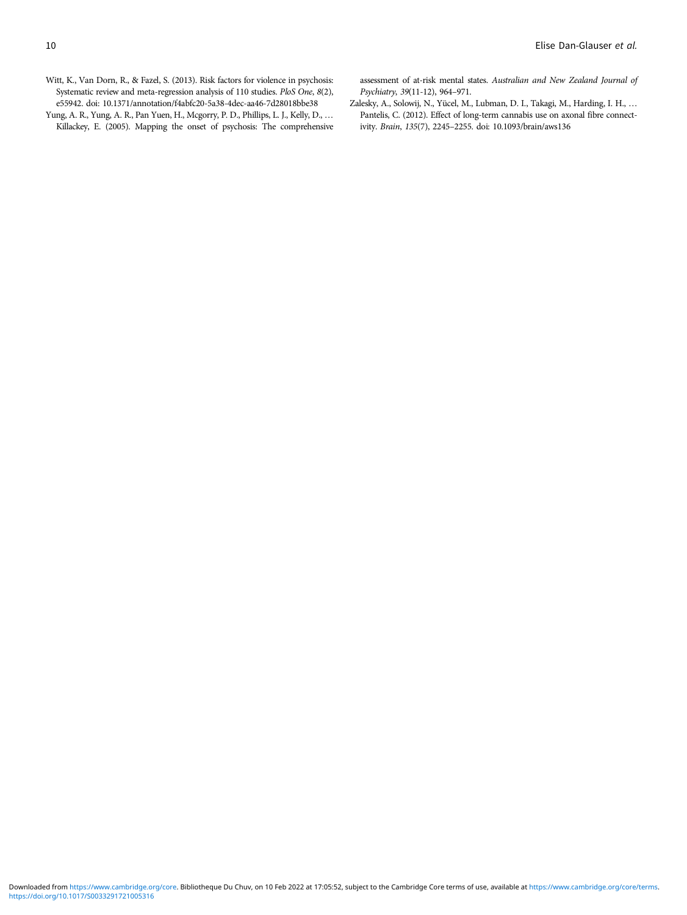Witt, K., Van Dorn, R., & Fazel, S. (2013). Risk factors for violence in psychosis: Systematic review and meta-regression analysis of 110 studies. *PloS One*, *8*(2), e55942. doi: 10.1371/annotation/f4abfc20-5a38-4dec-aa46-7d28018bbe38

Yung, A. R., Yung, A. R., Pan Yuen, H., Mcgorry, P. D., Phillips, L. J., Kelly, D., … Killackey, E. (2005). Mapping the onset of psychosis: The comprehensive assessment of at-risk mental states. *Australian and New Zealand Journal of Psychiatry*, *39*(11-12), 964–971.

Zalesky, A., Solowij, N., Yücel, M., Lubman, D. I., Takagi, M., Harding, I. H., … Pantelis, C. (2012). Effect of long-term cannabis use on axonal fibre connectivity. *Brain*, *135*(7), 2245–2255. doi: 10.1093/brain/aws136